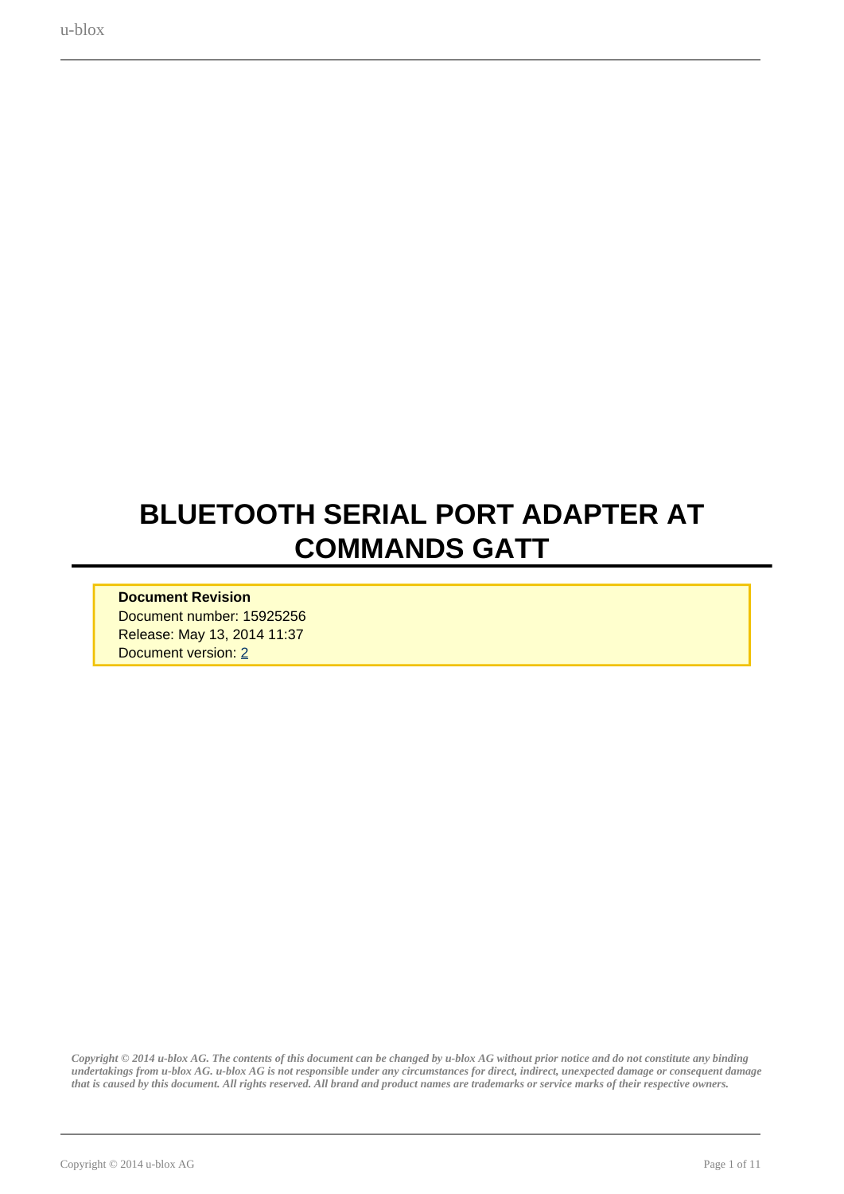# BLUETOOTH SERIAL PORT ADAPTER AT COMMANDS GATT

**Document Revision**
Document number: 15925256
Release: May 13, 2014 11:37
Document version: 2

*Copyright © 2014 u-blox AG. The contents of this document can be changed by u-blox AG without prior notice and do not constitute any binding undertakings from u-blox AG. u-blox AG is not responsible under any circumstances for direct, indirect, unexpected damage or consequent damage that is caused by this document. All rights reserved. All brand and product names are trademarks or service marks of their respective owners.*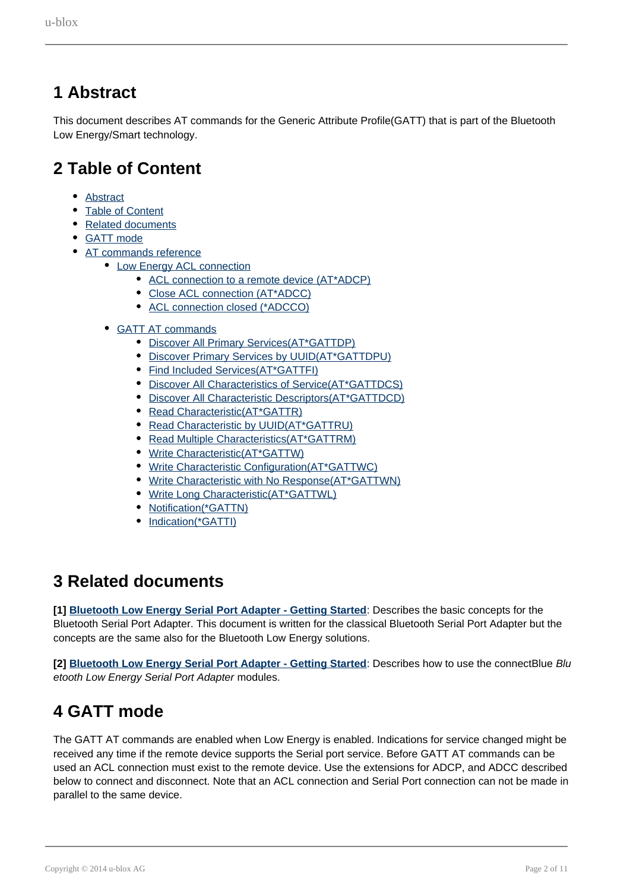# 1 Abstract

This document describes AT commands for the Generic Attribute Profile(GATT) that is part of the Bluetooth Low Energy/Smart technology.

# 2 Table of Content

- Abstract
- Table of Content
- Related documents
- GATT mode
- AT commands reference
  - Low Energy ACL connection
    - ACL connection to a remote device (AT*ADCP)
    - Close ACL connection (AT*ADCC)
    - ACL connection closed (*ADCCO)
  - GATT AT commands
    - Discover All Primary Services(AT*GATTDP)
    - Discover Primary Services by UUID(AT*GATTDPU)
    - Find Included Services(AT*GATTFI)
    - Discover All Characteristics of Service(AT*GATTDCS)
    - Discover All Characteristic Descriptors(AT*GATTDCD)
    - Read Characteristic(AT*GATTR)
    - Read Characteristic by UUID(AT*GATTRU)
    - Read Multiple Characteristics(AT*GATTRM)
    - Write Characteristic(AT*GATTW)
    - Write Characteristic Configuration(AT*GATTWC)
    - Write Characteristic with No Response(AT*GATTWN)
    - Write Long Characteristic(AT*GATTWL)
    - Notification(*GATTN)
    - Indication(*GATTI)

# 3 Related documents

**[1] Bluetooth Low Energy Serial Port Adapter - Getting Started**: Describes the basic concepts for the Bluetooth Serial Port Adapter. This document is written for the classical Bluetooth Serial Port Adapter but the concepts are the same also for the Bluetooth Low Energy solutions.

**[2] Bluetooth Low Energy Serial Port Adapter - Getting Started**: Describes how to use the connectBlue *Bluetooth Low Energy Serial Port Adapter* modules.

# 4 GATT mode

The GATT AT commands are enabled when Low Energy is enabled. Indications for service changed might be received any time if the remote device supports the Serial port service. Before GATT AT commands can be used an ACL connection must exist to the remote device. Use the extensions for ADCP, and ADCC described below to connect and disconnect. Note that an ACL connection and Serial Port connection can not be made in parallel to the same device.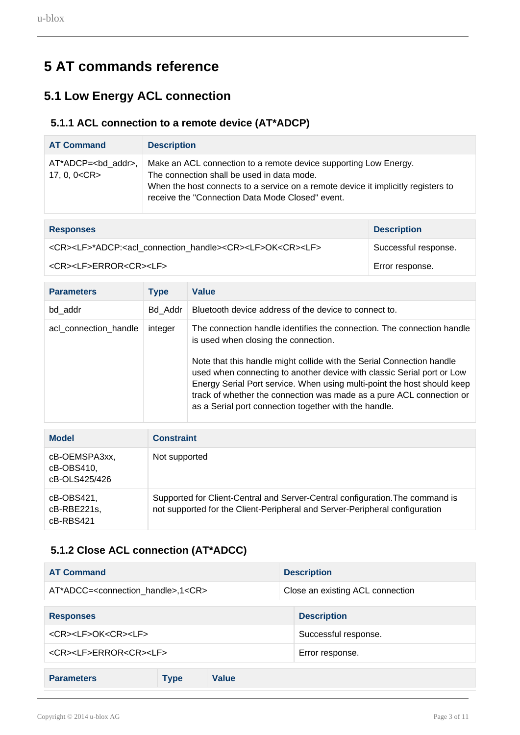# 5 AT commands reference

## 5.1 Low Energy ACL connection

### 5.1.1 ACL connection to a remote device (AT*ADCP)

| AT Command | Description |
|---|---|
| AT*ADCP=<bd_addr>, 17, 0, 0<CR> | Make an ACL connection to a remote device supporting Low Energy. The connection shall be used in data mode. When the host connects to a service on a remote device it implicitly registers to receive the "Connection Data Mode Closed" event. |

| Responses | Description |
|---|---|
| <CR><LF>*ADCP:<acl_connection_handle><CR><LF>OK<CR><LF> | Successful response. |
| <CR><LF>ERROR<CR><LF> | Error response. |

| Parameters | Type | Value |
|---|---|---|
| bd_addr | Bd_Addr | Bluetooth device address of the device to connect to. |
| acl_connection_handle | integer | The connection handle identifies the connection. The connection handle is used when closing the connection.<br><br>Note that this handle might collide with the Serial Connection handle used when connecting to another device with classic Serial port or Low Energy Serial Port service. When using multi-point the host should keep track of whether the connection was made as a pure ACL connection or as a Serial port connection together with the handle. |

| Model | Constraint |
|---|---|
| cB-OEMSPA3xx, cB-OBS410, cB-OLS425/426 | Not supported |
| cB-OBS421, cB-RBE221s, cB-RBS421 | Supported for Client-Central and Server-Central configuration.The command is not supported for the Client-Peripheral and Server-Peripheral configuration |

### 5.1.2 Close ACL connection (AT*ADCC)

| AT Command | Description |
|---|---|
| AT*ADCC=<connection_handle>,1<CR> | Close an existing ACL connection |

| Responses | Description |
|---|---|
| <CR><LF>OK<CR><LF> | Successful response. |
| <CR><LF>ERROR<CR><LF> | Error response. |

| Parameters | Type | Value |
|---|---|---|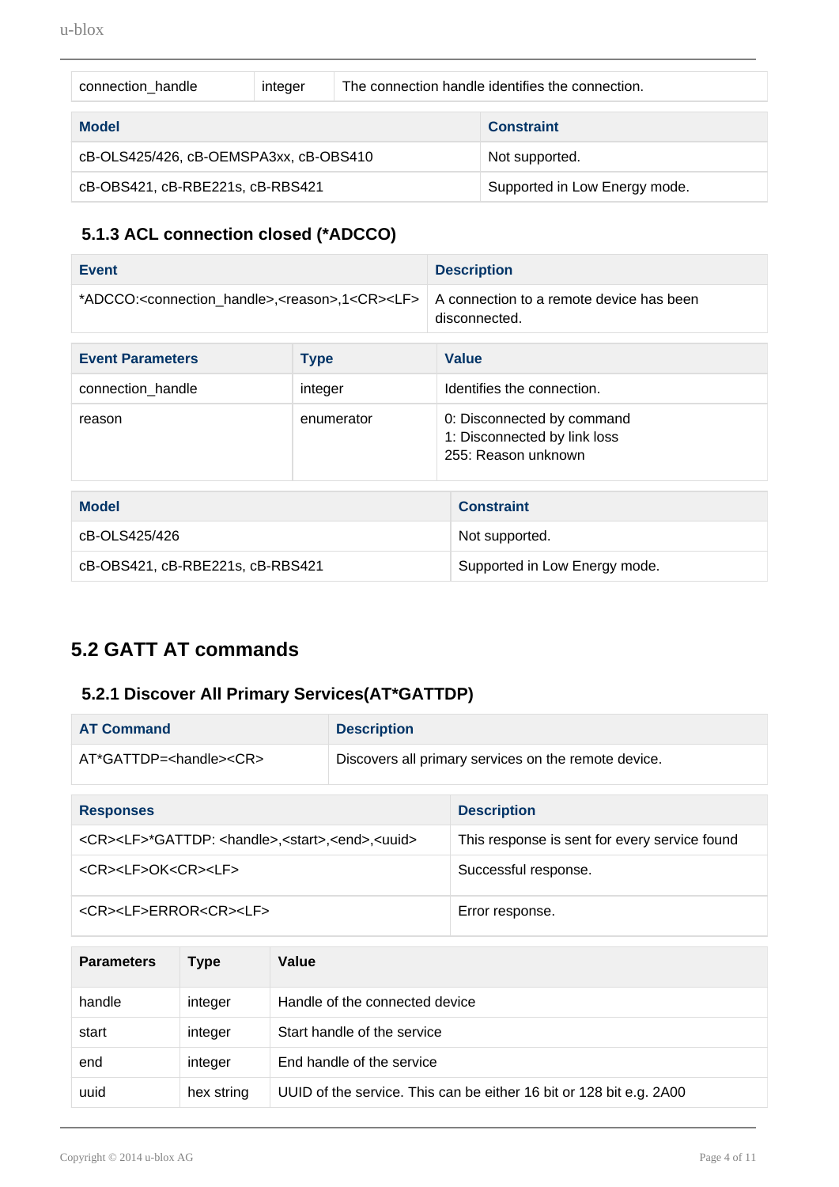| connection_handle | integer | The connection handle identifies the connection. |
|---|---|---|

| Model | Constraint |
|---|---|
| cB-OLS425/426, cB-OEMSPA3xx, cB-OBS410 | Not supported. |
| cB-OBS421, cB-RBE221s, cB-RBS421 | Supported in Low Energy mode. |

### 5.1.3 ACL connection closed (*ADCCO)

| Event | Description |
|---|---|
| *ADCCO:<connection_handle>,<reason>,1<CR><LF> | A connection to a remote device has been disconnected. |

| Event Parameters | Type | Value |
|---|---|---|
| connection_handle | integer | Identifies the connection. |
| reason | enumerator | 0: Disconnected by command<br>1: Disconnected by link loss<br>255: Reason unknown |

| Model | Constraint |
|---|---|
| cB-OLS425/426 | Not supported. |
| cB-OBS421, cB-RBE221s, cB-RBS421 | Supported in Low Energy mode. |

## 5.2 GATT AT commands

### 5.2.1 Discover All Primary Services(AT*GATTDP)

| AT Command | Description |
|---|---|
| AT*GATTDP=<handle><CR> | Discovers all primary services on the remote device. |

| Responses | Description |
|---|---|
| <CR><LF>*GATTDP: <handle>,<start>,<end>,<uuid> | This response is sent for every service found |
| <CR><LF>OK<CR><LF> | Successful response. |
| <CR><LF>ERROR<CR><LF> | Error response. |

| Parameters | Type | Value |
|---|---|---|
| handle | integer | Handle of the connected device |
| start | integer | Start handle of the service |
| end | integer | End handle of the service |
| uuid | hex string | UUID of the service. This can be either 16 bit or 128 bit e.g. 2A00 |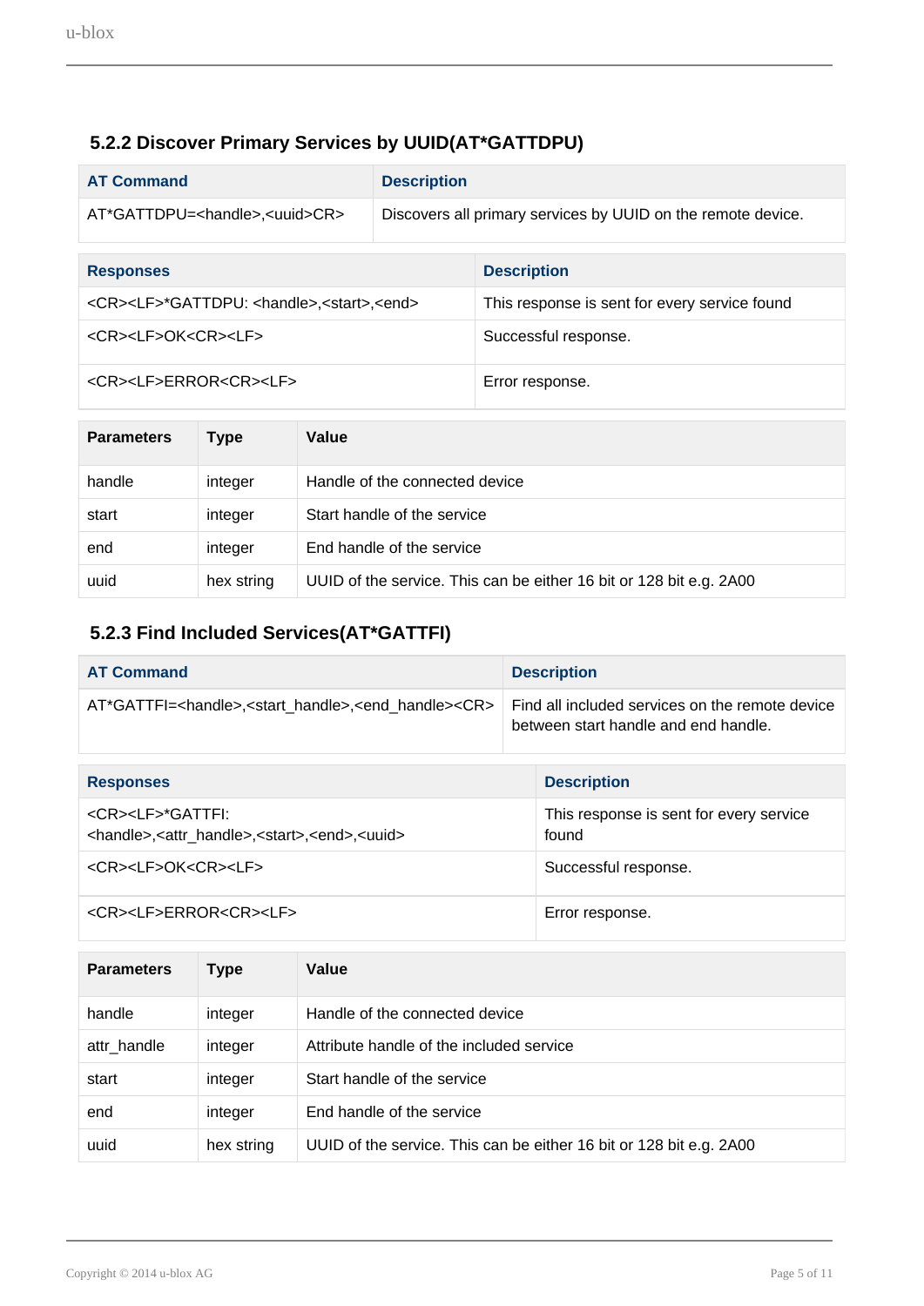### 5.2.2 Discover Primary Services by UUID(AT*GATTDPU)

| AT Command | Description |
| --- | --- |
| AT*GATTDPU=<handle>,<uuid>CR> | Discovers all primary services by UUID on the remote device. |

| Responses | Description |
| --- | --- |
| <CR><LF>*GATTDPU: <handle>,<start>,<end> | This response is sent for every service found |
| <CR><LF>OK<CR><LF> | Successful response. |
| <CR><LF>ERROR<CR><LF> | Error response. |

| Parameters | Type | Value |
| --- | --- | --- |
| handle | integer | Handle of the connected device |
| start | integer | Start handle of the service |
| end | integer | End handle of the service |
| uuid | hex string | UUID of the service. This can be either 16 bit or 128 bit e.g. 2A00 |

### 5.2.3 Find Included Services(AT*GATTFI)

| AT Command | Description |
| --- | --- |
| AT*GATTFI=<handle>,<start_handle>,<end_handle><CR> | Find all included services on the remote device between start handle and end handle. |

| Responses | Description |
| --- | --- |
| <CR><LF>*GATTFI: <handle>,<attr_handle>,<start>,<end>,<uuid> | This response is sent for every service found |
| <CR><LF>OK<CR><LF> | Successful response. |
| <CR><LF>ERROR<CR><LF> | Error response. |

| Parameters | Type | Value |
| --- | --- | --- |
| handle | integer | Handle of the connected device |
| attr_handle | integer | Attribute handle of the included service |
| start | integer | Start handle of the service |
| end | integer | End handle of the service |
| uuid | hex string | UUID of the service. This can be either 16 bit or 128 bit e.g. 2A00 |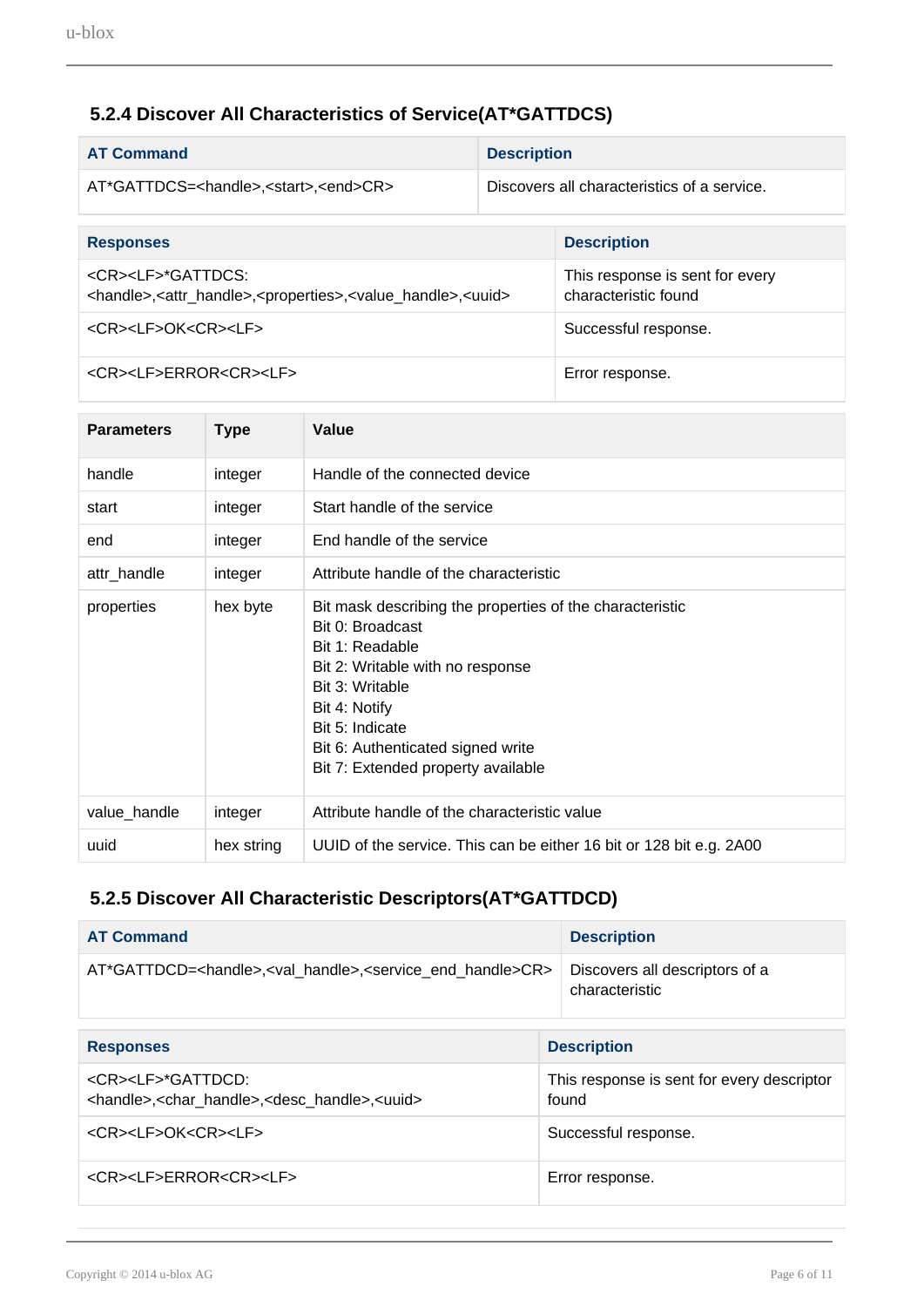### 5.2.4 Discover All Characteristics of Service(AT*GATTDCS)

| AT Command | Description |
|---|---|
| AT*GATTDCS=<handle>,<start>,<end>CR> | Discovers all characteristics of a service. |

| Responses | Description |
|---|---|
| <CR><LF>*GATTDCS: <handle>,<attr_handle>,<properties>,<value_handle>,<uuid> | This response is sent for every characteristic found |
| <CR><LF>OK<CR><LF> | Successful response. |
| <CR><LF>ERROR<CR><LF> | Error response. |

| Parameters | Type | Value |
|---|---|---|
| handle | integer | Handle of the connected device |
| start | integer | Start handle of the service |
| end | integer | End handle of the service |
| attr_handle | integer | Attribute handle of the characteristic |
| properties | hex byte | Bit mask describing the properties of the characteristic<br>Bit 0: Broadcast<br>Bit 1: Readable<br>Bit 2: Writable with no response<br>Bit 3: Writable<br>Bit 4: Notify<br>Bit 5: Indicate<br>Bit 6: Authenticated signed write<br>Bit 7: Extended property available |
| value_handle | integer | Attribute handle of the characteristic value |
| uuid | hex string | UUID of the service. This can be either 16 bit or 128 bit e.g. 2A00 |

### 5.2.5 Discover All Characteristic Descriptors(AT*GATTDCD)

| AT Command | Description |
|---|---|
| AT*GATTDCD=<handle>,<val_handle>,<service_end_handle>CR> | Discovers all descriptors of a characteristic |

| Responses | Description |
|---|---|
| <CR><LF>*GATTDCD: <handle>,<char_handle>,<desc_handle>,<uuid> | This response is sent for every descriptor found |
| <CR><LF>OK<CR><LF> | Successful response. |
| <CR><LF>ERROR<CR><LF> | Error response. |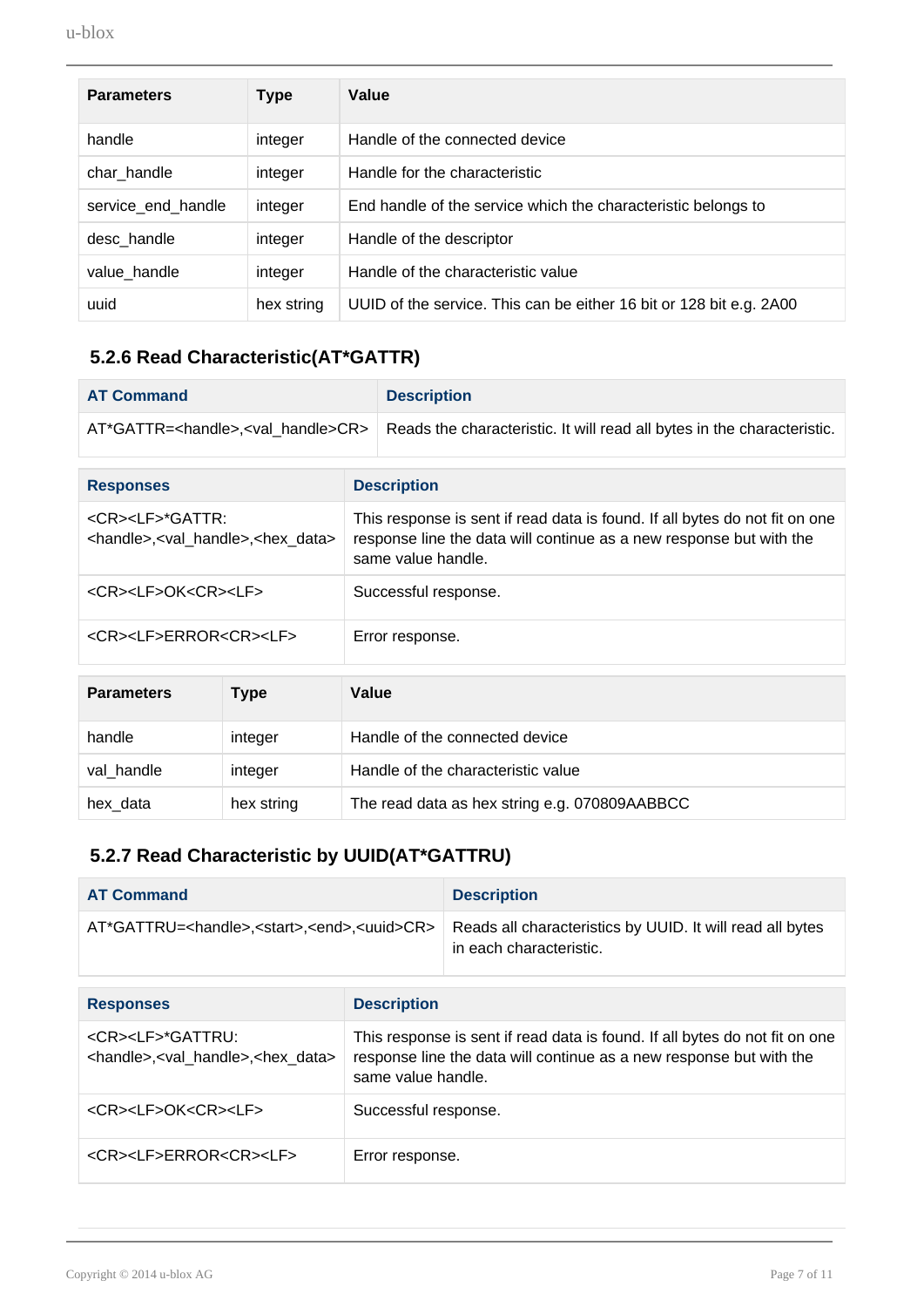| Parameters | Type | Value |
|---|---|---|
| handle | integer | Handle of the connected device |
| char_handle | integer | Handle for the characteristic |
| service_end_handle | integer | End handle of the service which the characteristic belongs to |
| desc_handle | integer | Handle of the descriptor |
| value_handle | integer | Handle of the characteristic value |
| uuid | hex string | UUID of the service. This can be either 16 bit or 128 bit e.g. 2A00 |

### 5.2.6 Read Characteristic(AT*GATTR)

| AT Command | Description |
|---|---|
| AT*GATTR=<handle>,<val_handle>CR> | Reads the characteristic. It will read all bytes in the characteristic. |

| Responses | Description |
|---|---|
| <CR><LF>*GATTR: <handle>,<val_handle>,<hex_data> | This response is sent if read data is found. If all bytes do not fit on one response line the data will continue as a new response but with the same value handle. |
| <CR><LF>OK<CR><LF> | Successful response. |
| <CR><LF>ERROR<CR><LF> | Error response. |

| Parameters | Type | Value |
|---|---|---|
| handle | integer | Handle of the connected device |
| val_handle | integer | Handle of the characteristic value |
| hex_data | hex string | The read data as hex string e.g. 070809AABBCC |

### 5.2.7 Read Characteristic by UUID(AT*GATTRU)

| AT Command | Description |
|---|---|
| AT*GATTRU=<handle>,<start>,<end>,<uuid>CR> | Reads all characteristics by UUID. It will read all bytes in each characteristic. |

| Responses | Description |
|---|---|
| <CR><LF>*GATTRU: <handle>,<val_handle>,<hex_data> | This response is sent if read data is found. If all bytes do not fit on one response line the data will continue as a new response but with the same value handle. |
| <CR><LF>OK<CR><LF> | Successful response. |
| <CR><LF>ERROR<CR><LF> | Error response. |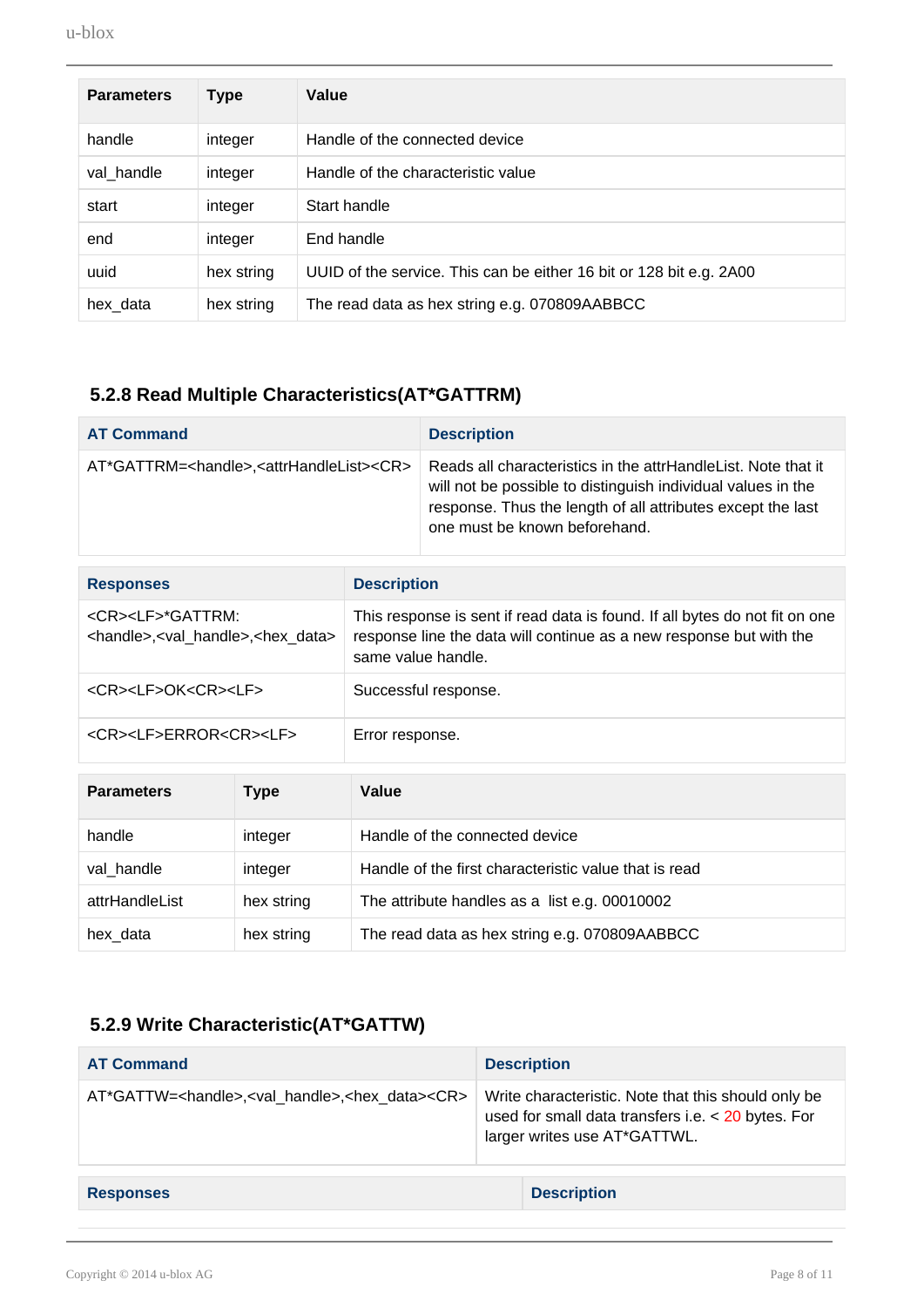| Parameters | Type | Value |
| --- | --- | --- |
| handle | integer | Handle of the connected device |
| val_handle | integer | Handle of the characteristic value |
| start | integer | Start handle |
| end | integer | End handle |
| uuid | hex string | UUID of the service. This can be either 16 bit or 128 bit e.g. 2A00 |
| hex_data | hex string | The read data as hex string e.g. 070809AABBCC |

### 5.2.8 Read Multiple Characteristics(AT*GATTRM)

| AT Command | Description |
| --- | --- |
| AT*GATTRM=<handle>,<attrHandleList><CR> | Reads all characteristics in the attrHandleList. Note that it will not be possible to distinguish individual values in the response. Thus the length of all attributes except the last one must be known beforehand. |

| Responses | Description |
| --- | --- |
| <CR><LF>*GATTRM: <handle>,<val_handle>,<hex_data> | This response is sent if read data is found. If all bytes do not fit on one response line the data will continue as a new response but with the same value handle. |
| <CR><LF>OK<CR><LF> | Successful response. |
| <CR><LF>ERROR<CR><LF> | Error response. |

| Parameters | Type | Value |
| --- | --- | --- |
| handle | integer | Handle of the connected device |
| val_handle | integer | Handle of the first characteristic value that is read |
| attrHandleList | hex string | The attribute handles as a list e.g. 00010002 |
| hex_data | hex string | The read data as hex string e.g. 070809AABBCC |

### 5.2.9 Write Characteristic(AT*GATTW)

| AT Command | Description |
| --- | --- |
| AT*GATTW=<handle>,<val_handle>,<hex_data><CR> | Write characteristic. Note that this should only be used for small data transfers i.e. < 20 bytes. For larger writes use AT*GATTWL. |

| Responses | Description |
| --- | --- |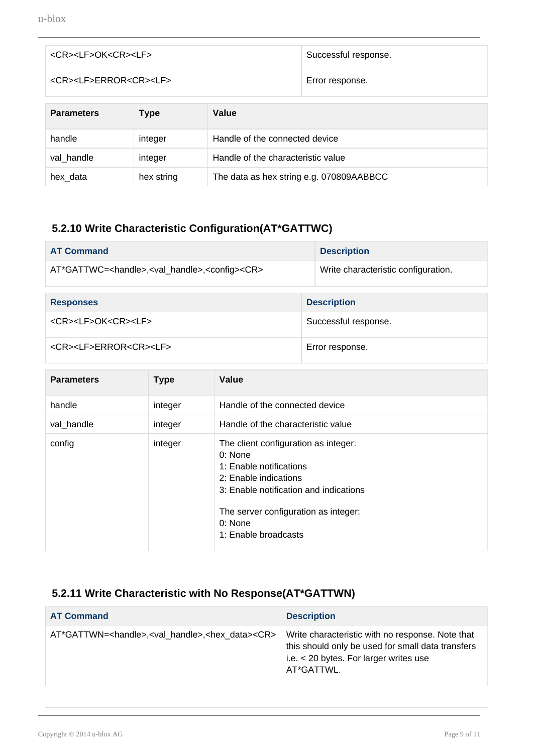| | |
|---|---|
| <CR><LF>OK<CR><LF> | Successful response. |
| <CR><LF>ERROR<CR><LF> | Error response. |

| Parameters | Type | Value |
|---|---|---|
| handle | integer | Handle of the connected device |
| val_handle | integer | Handle of the characteristic value |
| hex_data | hex string | The data as hex string e.g. 070809AABBCC |

### 5.2.10 Write Characteristic Configuration(AT*GATTWC)

| AT Command | Description |
|---|---|
| AT*GATTWC=<handle>,<val_handle>,<config><CR> | Write characteristic configuration. |

| Responses | Description |
|---|---|
| <CR><LF>OK<CR><LF> | Successful response. |
| <CR><LF>ERROR<CR><LF> | Error response. |

| Parameters | Type | Value |
|---|---|---|
| handle | integer | Handle of the connected device |
| val_handle | integer | Handle of the characteristic value |
| config | integer | The client configuration as integer:<br>0: None<br>1: Enable notifications<br>2: Enable indications<br>3: Enable notification and indications<br><br>The server configuration as integer:<br>0: None<br>1: Enable broadcasts |

### 5.2.11 Write Characteristic with No Response(AT*GATTWN)

| AT Command | Description |
|---|---|
| AT*GATTWN=<handle>,<val_handle>,<hex_data><CR> | Write characteristic with no response. Note that this should only be used for small data transfers i.e. < 20 bytes. For larger writes use AT*GATTWL. |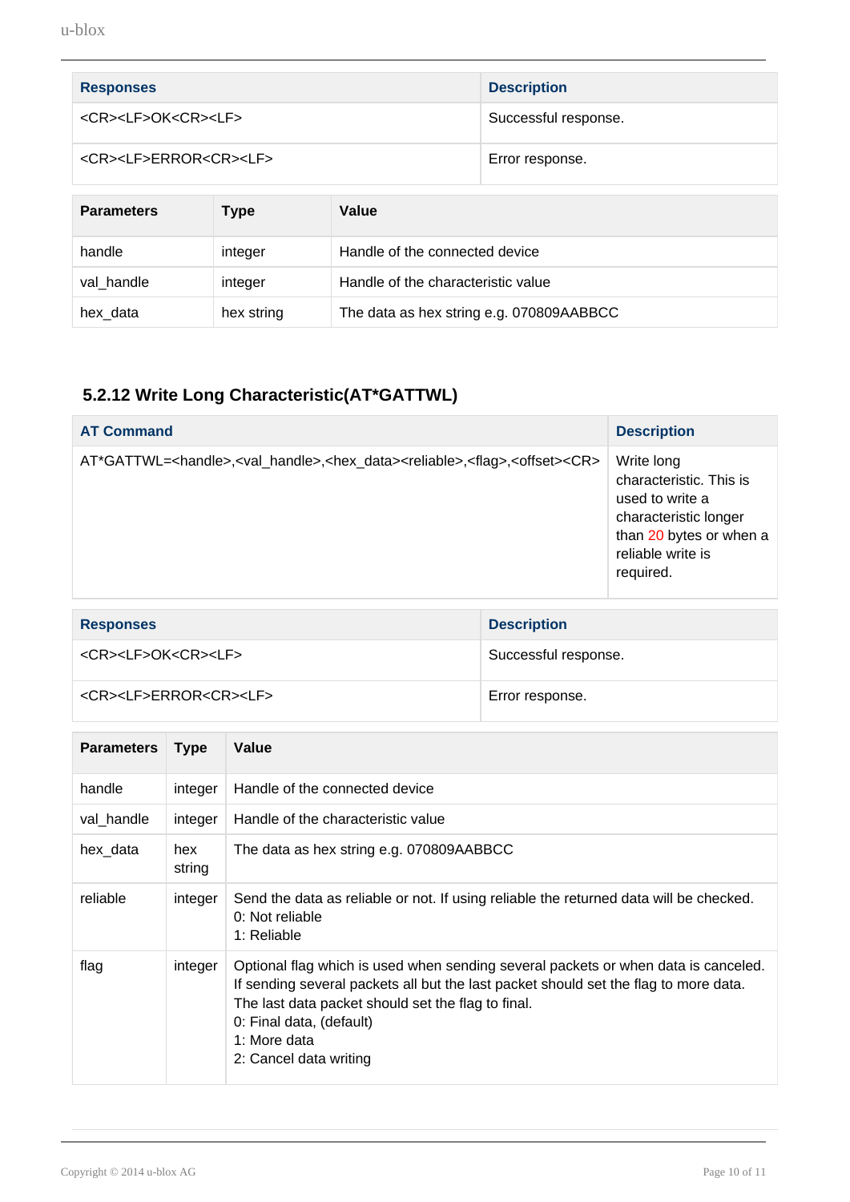| Responses | Description |
| --- | --- |
| <CR><LF>OK<CR><LF> | Successful response. |
| <CR><LF>ERROR<CR><LF> | Error response. |

| Parameters | Type | Value |
| --- | --- | --- |
| handle | integer | Handle of the connected device |
| val_handle | integer | Handle of the characteristic value |
| hex_data | hex string | The data as hex string e.g. 070809AABBCC |

### 5.2.12 Write Long Characteristic(AT*GATTWL)

| AT Command | Description |
| --- | --- |
| AT*GATTWL=<handle>,<val_handle>,<hex_data><reliable>,<flag>,<offset><CR> | Write long characteristic. This is used to write a characteristic longer than 20 bytes or when a reliable write is required. |

| Responses | Description |
| --- | --- |
| <CR><LF>OK<CR><LF> | Successful response. |
| <CR><LF>ERROR<CR><LF> | Error response. |

| Parameters | Type | Value |
| --- | --- | --- |
| handle | integer | Handle of the connected device |
| val_handle | integer | Handle of the characteristic value |
| hex_data | hex string | The data as hex string e.g. 070809AABBCC |
| reliable | integer | Send the data as reliable or not. If using reliable the returned data will be checked.<br>0: Not reliable<br>1: Reliable |
| flag | integer | Optional flag which is used when sending several packets or when data is canceled. If sending several packets all but the last packet should set the flag to more data. The last data packet should set the flag to final.<br>0: Final data, (default)<br>1: More data<br>2: Cancel data writing |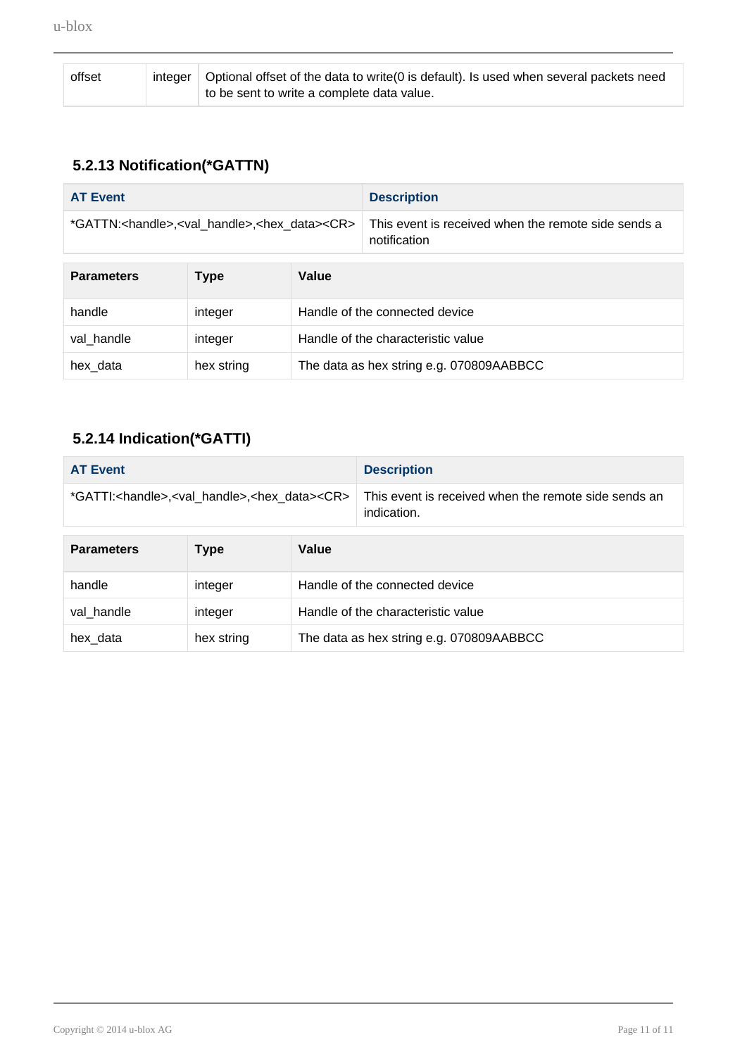| | | |
|---|---|---|
| offset | integer | Optional offset of the data to write(0 is default). Is used when several packets need to be sent to write a complete data value. |

### 5.2.13 Notification(*GATTN)

| AT Event | Description |
|---|---|
| *GATTN:<handle>,<val_handle>,<hex_data><CR> | This event is received when the remote side sends a notification |

| Parameters | Type | Value |
|---|---|---|
| handle | integer | Handle of the connected device |
| val_handle | integer | Handle of the characteristic value |
| hex_data | hex string | The data as hex string e.g. 070809AABBCC |

### 5.2.14 Indication(*GATTI)

| AT Event | Description |
|---|---|
| *GATTI:<handle>,<val_handle>,<hex_data><CR> | This event is received when the remote side sends an indication. |

| Parameters | Type | Value |
|---|---|---|
| handle | integer | Handle of the connected device |
| val_handle | integer | Handle of the characteristic value |
| hex_data | hex string | The data as hex string e.g. 070809AABBCC |